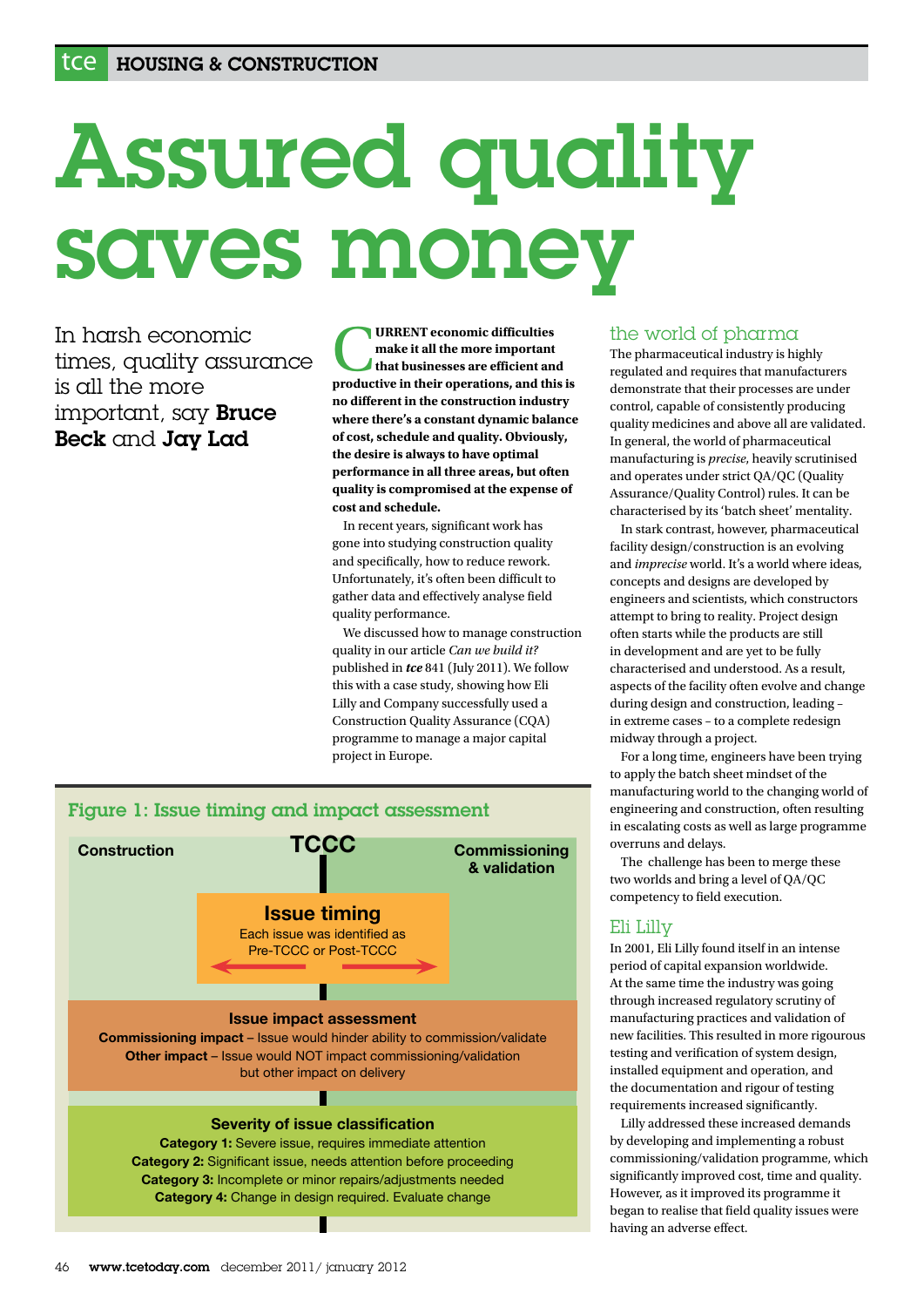# Assured quality saves money

In harsh economic times, quality assurance is all the more important, say **Bruce Beck** and **Jay Lad**

**CURRENT economic difficulties make it all the more important that businesses are efficient and productive in their operations, and this is no different in the construction industry where there's a constant dynamic balance of cost, schedule and quality. Obviously, the desire is always to have optimal performance in all three areas, but often quality is compromised at the expense of cost and schedule.**

In recent years, significant work has gone into studying construction quality and specifically, how to reduce rework. Unfortunately, it's often been difficult to gather data and effectively analyse field quality performance.

We discussed how to manage construction quality in our article *Can we build it?* published in ***tce*** 841 (July 2011). We follow this with a case study, showing how Eli Lilly and Company successfully used a Construction Quality Assurance (CQA) programme to manage a major capital project in Europe.

### Figure 1: Issue timing and impact assessment

**Construction** | **TCCC** | **Commissioning & validation**

**Issue timing**
Each issue was identified as Pre-TCCC or Post-TCCC

**Issue impact assessment**
**Commissioning impact** – Issue would hinder ability to commission/validate
**Other impact** – Issue would NOT impact commissioning/validation but other impact on delivery

**Severity of issue classification**
**Category 1:** Severe issue, requires immediate attention
**Category 2:** Significant issue, needs attention before proceeding
**Category 3:** Incomplete or minor repairs/adjustments needed
**Category 4:** Change in design required. Evaluate change

## the world of pharma

The pharmaceutical industry is highly regulated and requires that manufacturers demonstrate that their processes are under control, capable of consistently producing quality medicines and above all are validated. In general, the world of pharmaceutical manufacturing is *precise*, heavily scrutinised and operates under strict QA/QC (Quality Assurance/Quality Control) rules. It can be characterised by its 'batch sheet' mentality.

In stark contrast, however, pharmaceutical facility design/construction is an evolving and *imprecise* world. It's a world where ideas, concepts and designs are developed by engineers and scientists, which constructors attempt to bring to reality. Project design often starts while the products are still in development and are yet to be fully characterised and understood. As a result, aspects of the facility often evolve and change during design and construction, leading – in extreme cases – to a complete redesign midway through a project.

For a long time, engineers have been trying to apply the batch sheet mindset of the manufacturing world to the changing world of engineering and construction, often resulting in escalating costs as well as large programme overruns and delays.

The challenge has been to merge these two worlds and bring a level of QA/QC competency to field execution.

## Eli Lilly

In 2001, Eli Lilly found itself in an intense period of capital expansion worldwide. At the same time the industry was going through increased regulatory scrutiny of manufacturing practices and validation of new facilities. This resulted in more rigourous testing and verification of system design, installed equipment and operation, and the documentation and rigour of testing requirements increased significantly.

Lilly addressed these increased demands by developing and implementing a robust commissioning/validation programme, which significantly improved cost, time and quality. However, as it improved its programme it began to realise that field quality issues were having an adverse effect.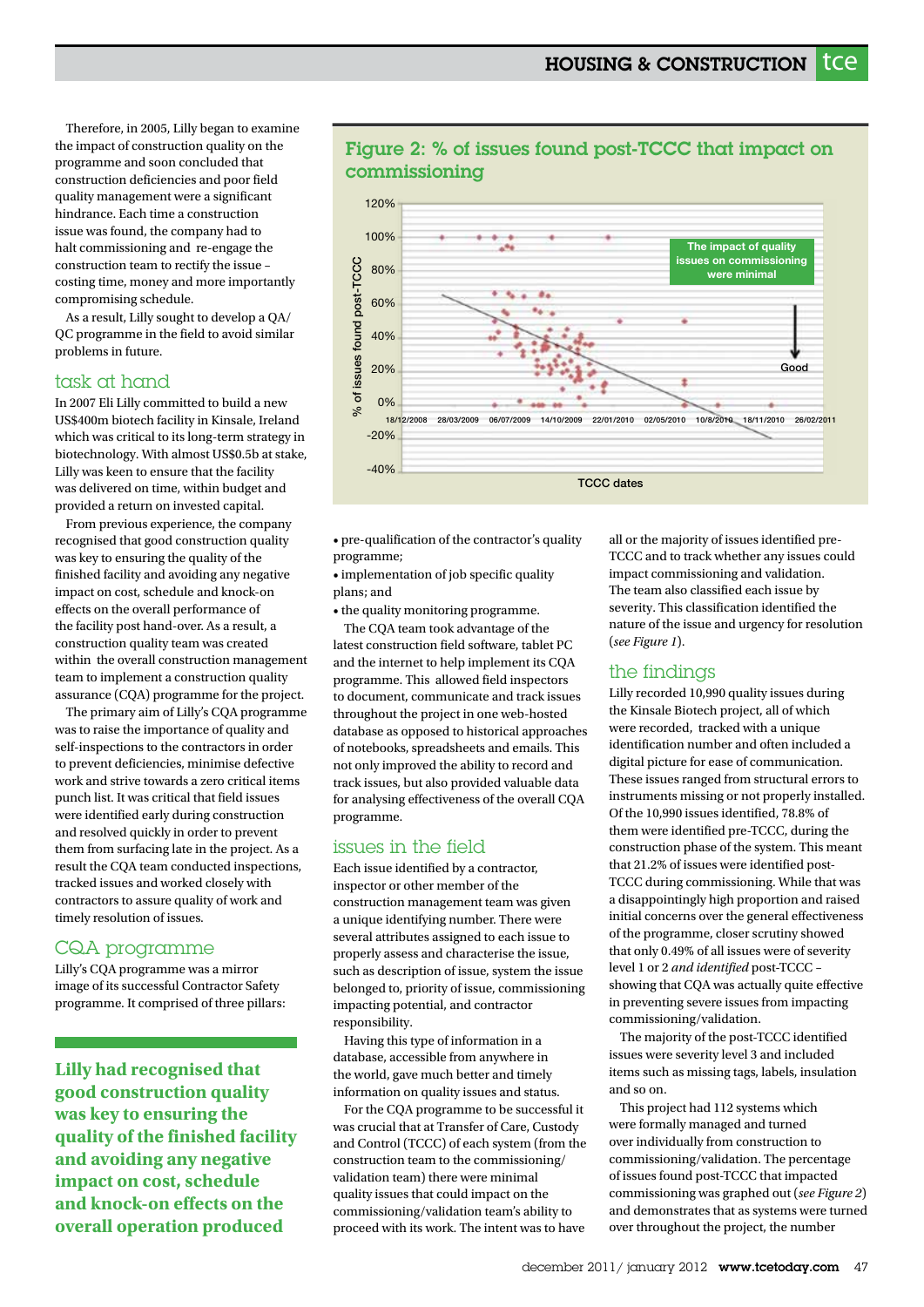Therefore, in 2005, Lilly began to examine the impact of construction quality on the programme and soon concluded that construction deficiencies and poor field quality management were a significant hindrance. Each time a construction issue was found, the company had to halt commissioning and re-engage the construction team to rectify the issue – costing time, money and more importantly compromising schedule.

As a result, Lilly sought to develop a QA/QC programme in the field to avoid similar problems in future.

## task at hand

In 2007 Eli Lilly committed to build a new US$400m biotech facility in Kinsale, Ireland which was critical to its long-term strategy in biotechnology. With almost US$0.5b at stake, Lilly was keen to ensure that the facility was delivered on time, within budget and provided a return on invested capital.

From previous experience, the company recognised that good construction quality was key to ensuring the quality of the finished facility and avoiding any negative impact on cost, schedule and knock-on effects on the overall performance of the facility post hand-over. As a result, a construction quality team was created within the overall construction management team to implement a construction quality assurance (CQA) programme for the project.

The primary aim of Lilly's CQA programme was to raise the importance of quality and self-inspections to the contractors in order to prevent deficiencies, minimise defective work and strive towards a zero critical items punch list. It was critical that field issues were identified early during construction and resolved quickly in order to prevent them from surfacing late in the project. As a result the CQA team conducted inspections, tracked issues and worked closely with contractors to assure quality of work and timely resolution of issues.

## CQA programme

Lilly's CQA programme was a mirror image of its successful Contractor Safety programme. It comprised of three pillars:

**Lilly had recognised that good construction quality was key to ensuring the quality of the finished facility and avoiding any negative impact on cost, schedule and knock-on effects on the overall operation produced**

### Figure 2: % of issues found post-TCCC that impact on commissioning

- pre-qualification of the contractor's quality programme;
- implementation of job specific quality plans; and
- the quality monitoring programme.

The CQA team took advantage of the latest construction field software, tablet PC and the internet to help implement its CQA programme. This allowed field inspectors to document, communicate and track issues throughout the project in one web-hosted database as opposed to historical approaches of notebooks, spreadsheets and emails. This not only improved the ability to record and track issues, but also provided valuable data for analysing effectiveness of the overall CQA programme.

## issues in the field

Each issue identified by a contractor, inspector or other member of the construction management team was given a unique identifying number. There were several attributes assigned to each issue to properly assess and characterise the issue, such as description of issue, system the issue belonged to, priority of issue, commissioning impacting potential, and contractor responsibility.

Having this type of information in a database, accessible from anywhere in the world, gave much better and timely information on quality issues and status.

For the CQA programme to be successful it was crucial that at Transfer of Care, Custody and Control (TCCC) of each system (from the construction team to the commissioning/validation team) there were minimal quality issues that could impact on the commissioning/validation team's ability to proceed with its work. The intent was to have all or the majority of issues identified pre-TCCC and to track whether any issues could impact commissioning and validation. The team also classified each issue by severity. This classification identified the nature of the issue and urgency for resolution (*see Figure 1*).

## the findings

Lilly recorded 10,990 quality issues during the Kinsale Biotech project, all of which were recorded, tracked with a unique identification number and often included a digital picture for ease of communication. These issues ranged from structural errors to instruments missing or not properly installed. Of the 10,990 issues identified, 78.8% of them were identified pre-TCCC, during the construction phase of the system. This meant that 21.2% of issues were identified post-TCCC during commissioning. While that was a disappointingly high proportion and raised initial concerns over the general effectiveness of the programme, closer scrutiny showed that only 0.49% of all issues were of severity level 1 or 2 *and identified* post-TCCC – showing that CQA was actually quite effective in preventing severe issues from impacting commissioning/validation.

The majority of the post-TCCC identified issues were severity level 3 and included items such as missing tags, labels, insulation and so on.

This project had 112 systems which were formally managed and turned over individually from construction to commissioning/validation. The percentage of issues found post-TCCC that impacted commissioning was graphed out (*see Figure 2*) and demonstrates that as systems were turned over throughout the project, the number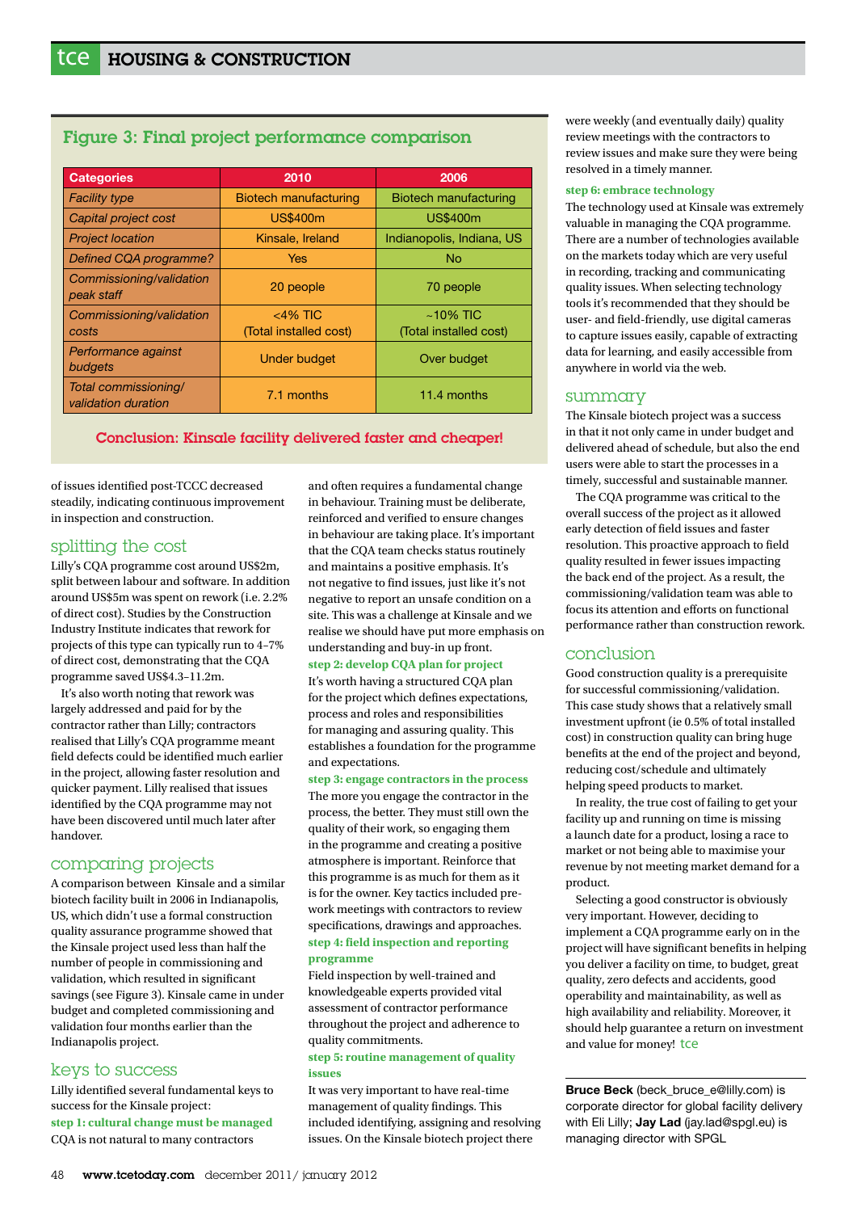## Figure 3: Final project performance comparison

| Categories | 2010 | 2006 |
|---|---|---|
| *Facility type* | Biotech manufacturing | Biotech manufacturing |
| *Capital project cost* | US$400m | US$400m |
| *Project location* | Kinsale, Ireland | Indianopolis, Indiana, US |
| *Defined CQA programme?* | Yes | No |
| *Commissioning/validation peak staff* | 20 people | 70 people |
| *Commissioning/validation costs* | <4% TIC (Total installed cost) | ~10% TIC (Total installed cost) |
| *Performance against budgets* | Under budget | Over budget |
| *Total commissioning/ validation duration* | 7.1 months | 11.4 months |

Conclusion: Kinsale facility delivered faster and cheaper!

of issues identified post-TCCC decreased steadily, indicating continuous improvement in inspection and construction.

## splitting the cost

Lilly's CQA programme cost around US$2m, split between labour and software. In addition around US$5m was spent on rework (i.e. 2.2% of direct cost). Studies by the Construction Industry Institute indicates that rework for projects of this type can typically run to 4–7% of direct cost, demonstrating that the CQA programme saved US$4.3–11.2m.

It's also worth noting that rework was largely addressed and paid for by the contractor rather than Lilly; contractors realised that Lilly's CQA programme meant field defects could be identified much earlier in the project, allowing faster issue resolution and quicker payment. Lilly realised that issues identified by the CQA programme may not have been discovered until much later after handover.

## comparing projects

A comparison between Kinsale and a similar biotech facility built in 2006 in Indianapolis, US, which didn't use a formal construction quality assurance programme showed that the Kinsale project used less than half the number of people in commissioning and validation, which resulted in significant savings (see Figure 3). Kinsale came in under budget and completed commissioning and validation four months earlier than the Indianapolis project.

## keys to success

Lilly identified several fundamental keys to success for the Kinsale project:

**step 1: cultural change must be managed**

CQA is not natural to many contractors and often requires a fundamental change in behaviour. Training must be deliberate, reinforced and verified to ensure changes in behaviour are taking place. It's important that the CQA team checks status routinely and maintains a positive emphasis. It's not negative to find issues, just like it's not negative to report an unsafe condition on a site. This was a challenge at Kinsale and we realise we should have put more emphasis on understanding and buy-in up front.

**step 2: develop CQA plan for project**

It's worth having a structured CQA plan for the project which defines expectations, process and roles and responsibilities for managing and assuring quality. This establishes a foundation for the programme and expectations.

**step 3: engage contractors in the process**

The more you engage the contractor in the process, the better. They must still own the quality of their work, so engaging them in the programme and creating a positive atmosphere is important. Reinforce that this programme is as much for them as it is for the owner. Key tactics included pre-work meetings with contractors to review specifications, drawings and approaches.

**step 4: field inspection and reporting programme**

Field inspection by well-trained and knowledgeable experts provided vital assessment of contractor performance throughout the project and adherence to quality commitments.

**step 5: routine management of quality issues**

It was very important to have real-time management of quality findings. This included identifying, assigning and resolving issues. On the Kinsale biotech project there were weekly (and eventually daily) quality review meetings with the contractors to review issues and make sure they were being resolved in a timely manner.

**step 6: embrace technology**

The technology used at Kinsale was extremely valuable in managing the CQA programme. There are a number of technologies available on the markets today which are very useful in recording, tracking and communicating quality issues. When selecting technology tools it's recommended that they should be user- and field-friendly, use digital cameras to capture issues easily, capable of extracting data for learning, and easily accessible from anywhere in world via the web.

## summary

The Kinsale biotech project was a success in that it not only came in under budget and delivered ahead of schedule, but also the end users were able to start the processes in a timely, successful and sustainable manner.

The CQA programme was critical to the overall success of the project as it allowed early detection of field issues and faster resolution. This proactive approach to field quality resulted in fewer issues impacting the back end of the project. As a result, the commissioning/validation team was able to focus its attention and efforts on functional performance rather than construction rework.

## conclusion

Good construction quality is a prerequisite for successful commissioning/validation. This case study shows that a relatively small investment upfront (ie 0.5% of total installed cost) in construction quality can bring huge benefits at the end of the project and beyond, reducing cost/schedule and ultimately helping speed products to market.

In reality, the true cost of failing to get your facility up and running on time is missing a launch date for a product, losing a race to market or not being able to maximise your revenue by not meeting market demand for a product.

Selecting a good constructor is obviously very important. However, deciding to implement a CQA programme early on in the project will have significant benefits in helping you deliver a facility on time, to budget, great quality, zero defects and accidents, good operability and maintainability, as well as high availability and reliability. Moreover, it should help guarantee a return on investment and value for money! tce

**Bruce Beck** (beck_bruce_e@lilly.com) is corporate director for global facility delivery with Eli Lilly; **Jay Lad** (jay.lad@spgl.eu) is managing director with SPGL